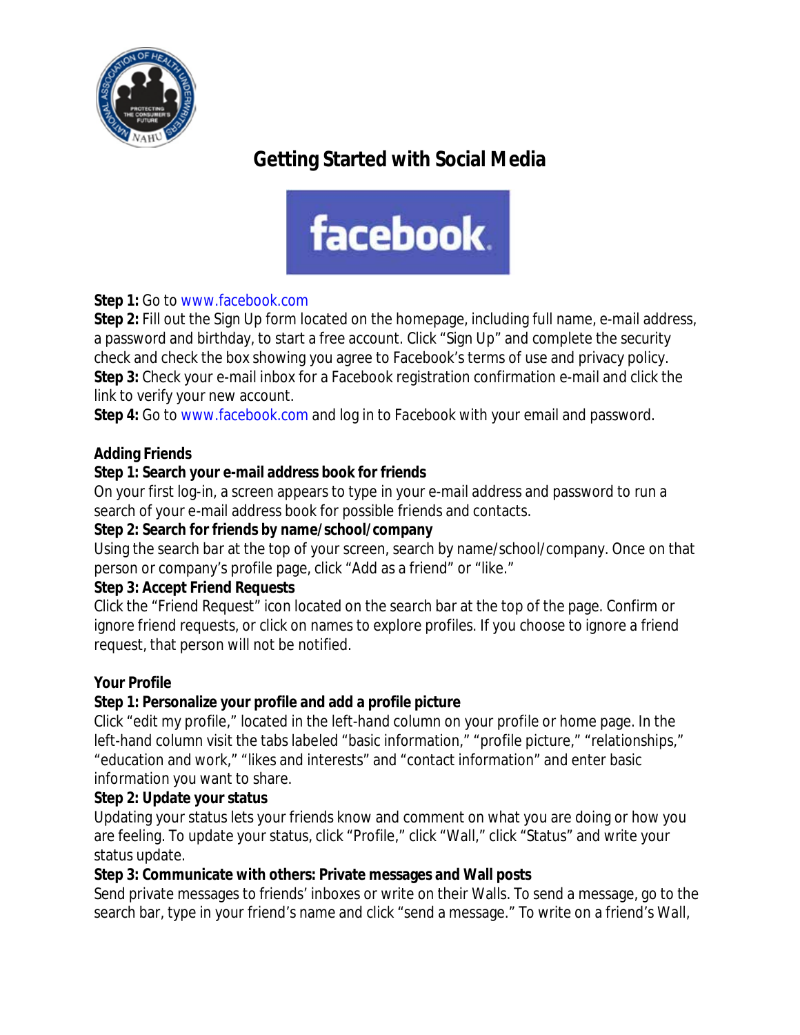# Getting Started with Social Media

## facebook

**Step 1:** Go to www.facebook.com

**Step 2:** Fill out the Sign Up form located on the homepage, including full name, e-mail address, a password and birthday, to start a free account. Click "Sign Up" and complete the security check and check the box showing you agree to Facebook's terms of use and privacy policy.

**Step 3:** Check your e-mail inbox for a Facebook registration confirmation e-mail and click the link to verify your new account.

**Step 4:** Go to www.facebook.com and log in to Facebook with your email and password.

### Adding Friends

**Step 1: Search your e-mail address book for friends**

On your first log-in, a screen appears to type in your e-mail address and password to run a search of your e-mail address book for possible friends and contacts.

**Step 2: Search for friends by name/school/company**

Using the search bar at the top of your screen, search by name/school/company. Once on that person or company's profile page, click "Add as a friend" or "like."

**Step 3: Accept Friend Requests**

Click the "Friend Request" icon located on the search bar at the top of the page. Confirm or ignore friend requests, or click on names to explore profiles. If you choose to ignore a friend request, that person will not be notified.

### Your Profile

**Step 1: Personalize your profile and add a profile picture**

Click "edit my profile," located in the left-hand column on your profile or home page. In the left-hand column visit the tabs labeled "basic information," "profile picture," "relationships," "education and work," "likes and interests" and "contact information" and enter basic information you want to share.

**Step 2: Update your status**

Updating your status lets your friends know and comment on what you are doing or how you are feeling. To update your status, click "Profile," click "Wall," click "Status" and write your status update.

**Step 3: Communicate with others: Private messages and Wall posts**

Send private messages to friends' inboxes or write on their Walls. To send a message, go to the search bar, type in your friend's name and click "send a message." To write on a friend's Wall,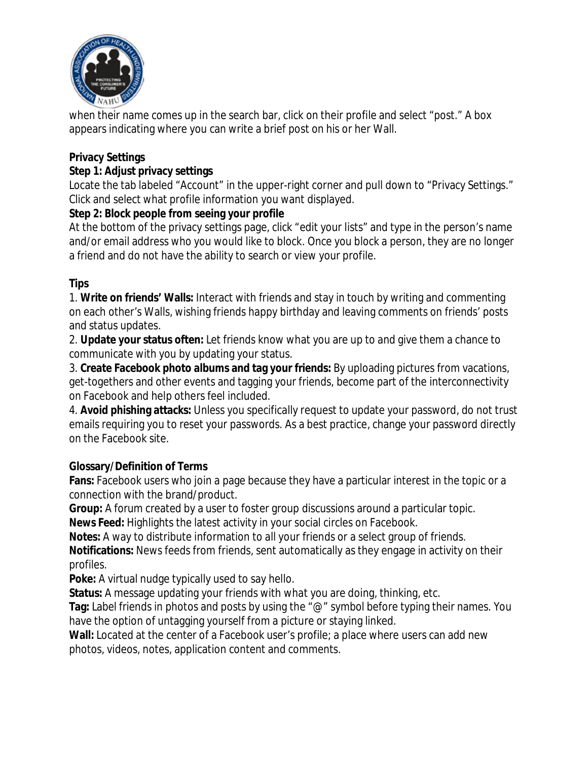when their name comes up in the search bar, click on their profile and select "post." A box appears indicating where you can write a brief post on his or her Wall.

**Privacy Settings**

**Step 1: Adjust privacy settings**

Locate the tab labeled "Account" in the upper-right corner and pull down to "Privacy Settings." Click and select what profile information you want displayed.

**Step 2: Block people from seeing your profile**

At the bottom of the privacy settings page, click "edit your lists" and type in the person's name and/or email address who you would like to block. Once you block a person, they are no longer a friend and do not have the ability to search or view your profile.

**Tips**

1. **Write on friends' Walls:** Interact with friends and stay in touch by writing and commenting on each other's Walls, wishing friends happy birthday and leaving comments on friends' posts and status updates.
2. **Update your status often:** Let friends know what you are up to and give them a chance to communicate with you by updating your status.
3. **Create Facebook photo albums and tag your friends:** By uploading pictures from vacations, get-togethers and other events and tagging your friends, become part of the interconnectivity on Facebook and help others feel included.
4. **Avoid phishing attacks:** Unless you specifically request to update your password, do not trust emails requiring you to reset your passwords. As a best practice, change your password directly on the Facebook site.

**Glossary/Definition of Terms**

**Fans:** Facebook users who join a page because they have a particular interest in the topic or a connection with the brand/product.

**Group:** A forum created by a user to foster group discussions around a particular topic.

**News Feed:** Highlights the latest activity in your social circles on Facebook.

**Notes:** A way to distribute information to all your friends or a select group of friends.

**Notifications:** News feeds from friends, sent automatically as they engage in activity on their profiles.

**Poke:** A virtual nudge typically used to say hello.

**Status:** A message updating your friends with what you are doing, thinking, etc.

**Tag:** Label friends in photos and posts by using the "@" symbol before typing their names. You have the option of untagging yourself from a picture or staying linked.

**Wall:** Located at the center of a Facebook user's profile; a place where users can add new photos, videos, notes, application content and comments.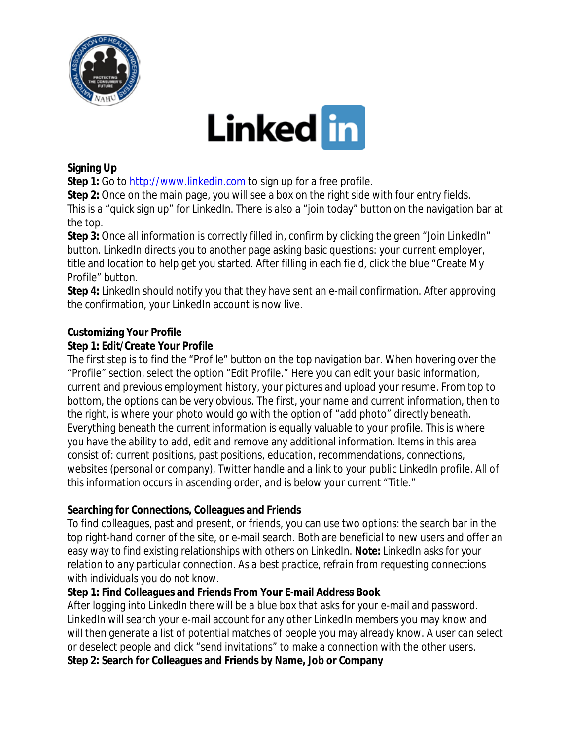**Signing Up**

**Step 1:** Go to http://www.linkedin.com to sign up for a free profile.

**Step 2:** Once on the main page, you will see a box on the right side with four entry fields. This is a "quick sign up" for LinkedIn. There is also a "join today" button on the navigation bar at the top.

**Step 3:** Once all information is correctly filled in, confirm by clicking the green "Join LinkedIn" button. LinkedIn directs you to another page asking basic questions: your current employer, title and location to help get you started. After filling in each field, click the blue "Create My Profile" button.

**Step 4:** LinkedIn should notify you that they have sent an e-mail confirmation. After approving the confirmation, your LinkedIn account is now live.

**Customizing Your Profile**

**Step 1: Edit/Create Your Profile**

The first step is to find the "Profile" button on the top navigation bar. When hovering over the "Profile" section, select the option "Edit Profile." Here you can edit your basic information, current and previous employment history, your pictures and upload your resume. From top to bottom, the options can be very obvious. The first, your name and current information, then to the right, is where your photo would go with the option of "add photo" directly beneath. Everything beneath the current information is equally valuable to your profile. This is where you have the ability to add, edit and remove any additional information. Items in this area consist of: current positions, past positions, education, recommendations, connections, websites (personal or company), Twitter handle and a link to your public LinkedIn profile. All of this information occurs in ascending order, and is below your current "Title."

**Searching for Connections, Colleagues and Friends**

To find colleagues, past and present, or friends, you can use two options: the search bar in the top right-hand corner of the site, or e-mail search. Both are beneficial to new users and offer an easy way to find existing relationships with others on LinkedIn. **Note:** LinkedIn asks for your relation to any particular connection. As a best practice, refrain from requesting connections with individuals you do not know.

**Step 1: Find Colleagues and Friends From Your E-mail Address Book**

After logging into LinkedIn there will be a blue box that asks for your e-mail and password. LinkedIn will search your e-mail account for any other LinkedIn members you may know and will then generate a list of potential matches of people you may already know. A user can select or deselect people and click "send invitations" to make a connection with the other users.

**Step 2: Search for Colleagues and Friends by Name, Job or Company**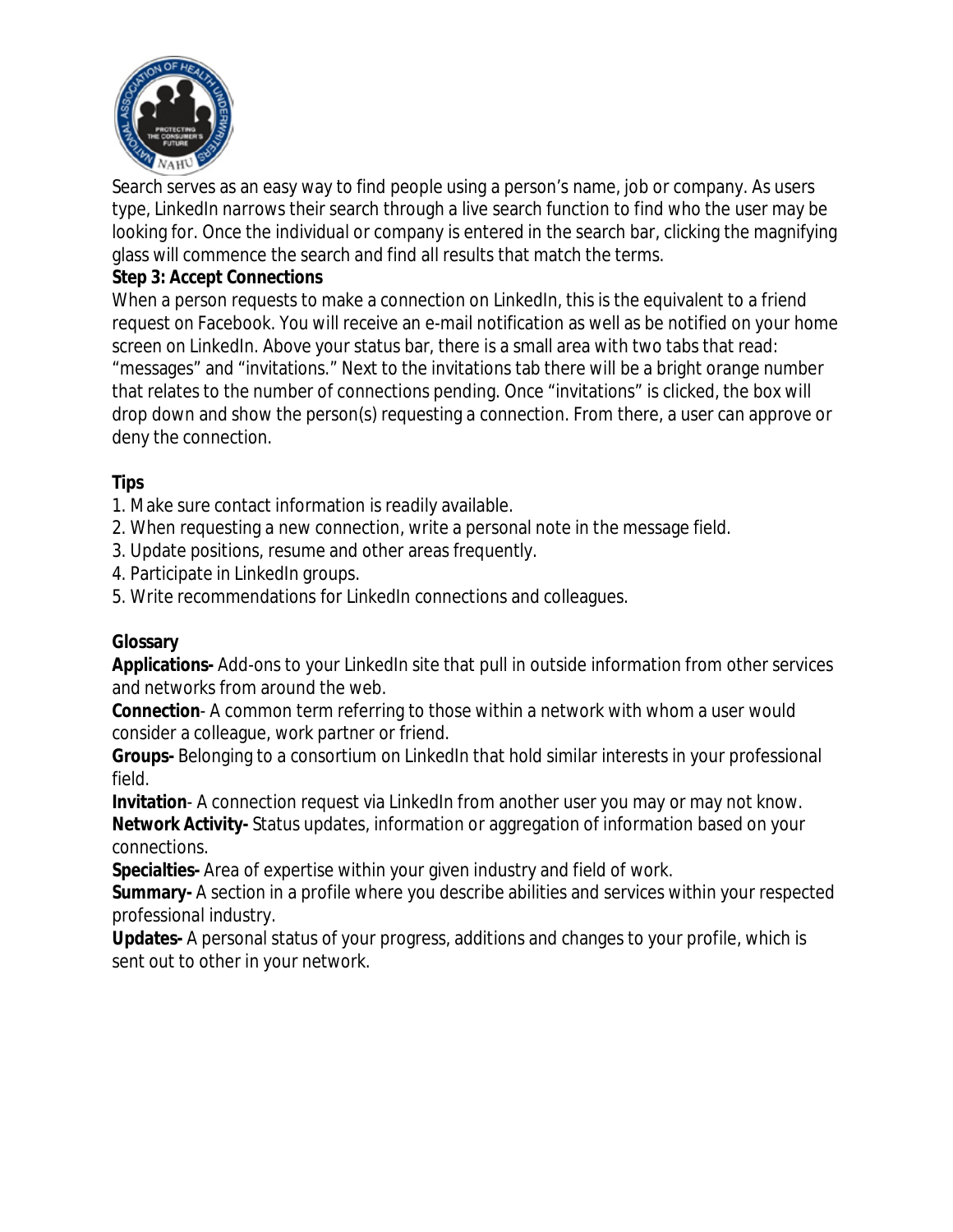Search serves as an easy way to find people using a person's name, job or company. As users type, LinkedIn narrows their search through a live search function to find who the user may be looking for. Once the individual or company is entered in the search bar, clicking the magnifying glass will commence the search and find all results that match the terms.

**Step 3: Accept Connections**

When a person requests to make a connection on LinkedIn, this is the equivalent to a friend request on Facebook. You will receive an e-mail notification as well as be notified on your home screen on LinkedIn. Above your status bar, there is a small area with two tabs that read: "messages" and "invitations." Next to the invitations tab there will be a bright orange number that relates to the number of connections pending. Once "invitations" is clicked, the box will drop down and show the person(s) requesting a connection. From there, a user can approve or deny the connection.

**Tips**

1. Make sure contact information is readily available.
2. When requesting a new connection, write a personal note in the message field.
3. Update positions, resume and other areas frequently.
4. Participate in LinkedIn groups.
5. Write recommendations for LinkedIn connections and colleagues.

**Glossary**

**Applications-** Add-ons to your LinkedIn site that pull in outside information from other services and networks from around the web.

**Connection**- A common term referring to those within a network with whom a user would consider a colleague, work partner or friend.

**Groups-** Belonging to a consortium on LinkedIn that hold similar interests in your professional field.

**Invitation**- A connection request via LinkedIn from another user you may or may not know.

**Network Activity-** Status updates, information or aggregation of information based on your connections.

**Specialties-** Area of expertise within your given industry and field of work.

**Summary-** A section in a profile where you describe abilities and services within your respected professional industry.

**Updates-** A personal status of your progress, additions and changes to your profile, which is sent out to other in your network.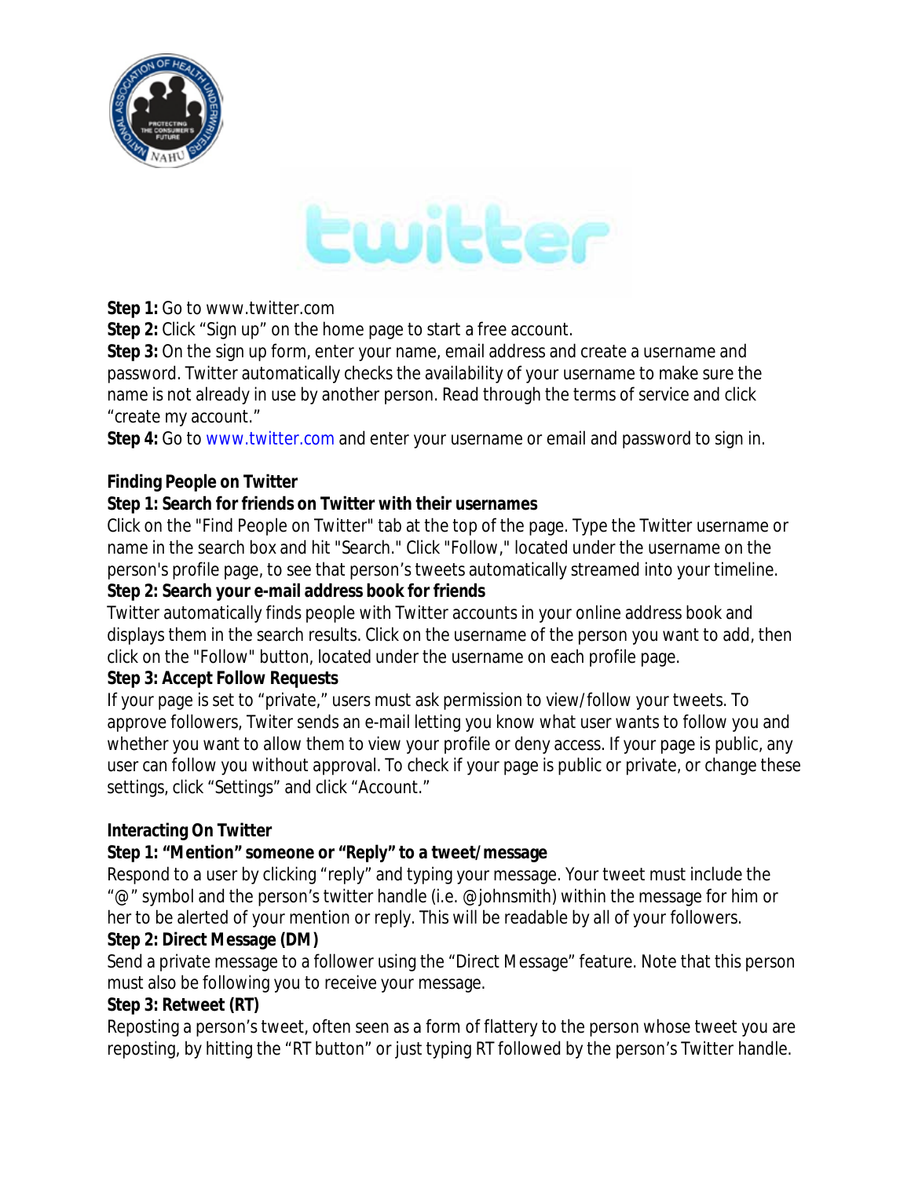**Step 1:** Go to www.twitter.com
**Step 2:** Click “Sign up” on the home page to start a free account.
**Step 3:** On the sign up form, enter your name, email address and create a username and password. Twitter automatically checks the availability of your username to make sure the name is not already in use by another person. Read through the terms of service and click “create my account.”
**Step 4:** Go to www.twitter.com and enter your username or email and password to sign in.

**Finding People on Twitter**
**Step 1: Search for friends on Twitter with their usernames**
Click on the "Find People on Twitter" tab at the top of the page. Type the Twitter username or name in the search box and hit "Search." Click "Follow," located under the username on the person's profile page, to see that person’s tweets automatically streamed into your timeline.
**Step 2: Search your e-mail address book for friends**
Twitter automatically finds people with Twitter accounts in your online address book and displays them in the search results. Click on the username of the person you want to add, then click on the "Follow" button, located under the username on each profile page.
**Step 3: Accept Follow Requests**
If your page is set to “private,” users must ask permission to view/follow your tweets. To approve followers, Twiter sends an e-mail letting you know what user wants to follow you and whether you want to allow them to view your profile or deny access. If your page is public, any user can follow you without approval. To check if your page is public or private, or change these settings, click “Settings” and click “Account.”

**Interacting On Twitter**
**Step 1: “Mention” someone or “Reply” to a tweet/message**
Respond to a user by clicking “reply” and typing your message. Your tweet must include the “@” symbol and the person’s twitter handle (i.e. @johnsmith) within the message for him or her to be alerted of your mention or reply. This will be readable by all of your followers.
**Step 2: Direct Message (DM)**
Send a private message to a follower using the “Direct Message” feature. Note that this person must also be following you to receive your message.
**Step 3: Retweet (RT)**
Reposting a person’s tweet, often seen as a form of flattery to the person whose tweet you are reposting, by hitting the “RT button” or just typing RT followed by the person’s Twitter handle.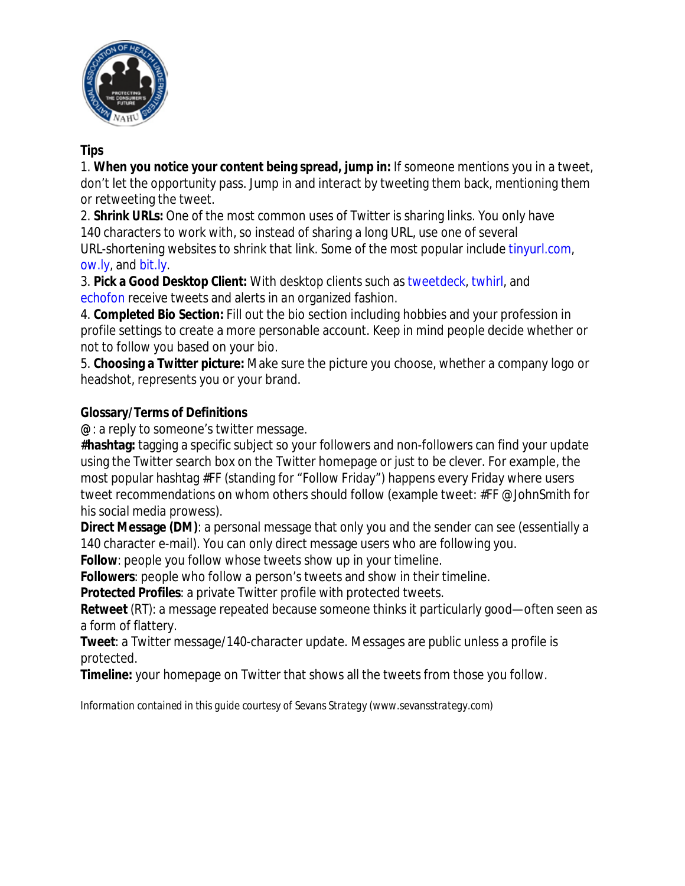**Tips**

1. **When you notice your content being spread, jump in:** If someone mentions you in a tweet, don't let the opportunity pass. Jump in and interact by tweeting them back, mentioning them or retweeting the tweet.
2. **Shrink URLs:** One of the most common uses of Twitter is sharing links. You only have 140 characters to work with, so instead of sharing a long URL, use one of several URL-shortening websites to shrink that link. Some of the most popular include tinyurl.com, ow.ly, and bit.ly.
3. **Pick a Good Desktop Client:** With desktop clients such as tweetdeck, twhirl, and echofon receive tweets and alerts in an organized fashion.
4. **Completed Bio Section:** Fill out the bio section including hobbies and your profession in profile settings to create a more personable account. Keep in mind people decide whether or not to follow you based on your bio.
5. **Choosing a Twitter picture:** Make sure the picture you choose, whether a company logo or headshot, represents you or your brand.

**Glossary/Terms of Definitions**

**@**: a reply to someone's twitter message.
**#hashtag:** tagging a specific subject so your followers and non-followers can find your update using the Twitter search box on the Twitter homepage or just to be clever. For example, the most popular hashtag #FF (standing for "Follow Friday") happens every Friday where users tweet recommendations on whom others should follow (example tweet: #FF @JohnSmith for his social media prowess).
**Direct Message (DM)**: a personal message that only you and the sender can see (essentially a 140 character e-mail). You can only direct message users who are following you.
**Follow**: people you follow whose tweets show up in your timeline.
**Followers**: people who follow a person's tweets and show in their timeline.
**Protected Profiles**: a private Twitter profile with protected tweets.
**Retweet** (RT): a message repeated because someone thinks it particularly good—often seen as a form of flattery.
**Tweet**: a Twitter message/140-character update. Messages are public unless a profile is protected.
**Timeline:** your homepage on Twitter that shows all the tweets from those you follow.

*Information contained in this guide courtesy of Sevans Strategy (www.sevansstrategy.com)*